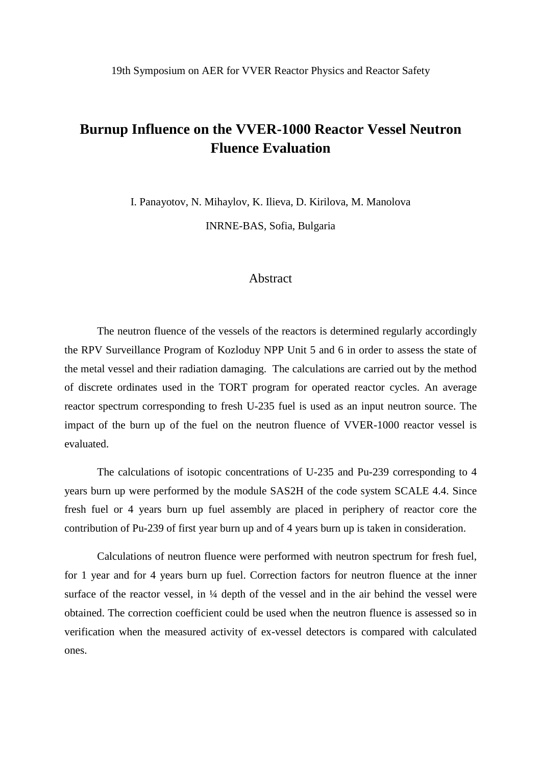19th Symposium on AER for VVER Reactor Physics and Reactor Safety

# Burnup Influence on the VVER-1000 Reactor Vessel Neutron Fluence Evaluation

I. Panayotov, N. Mihaylov, K. Ilieva, D. Kirilova, M. Manolova

INRNE-BAS, Sofia, Bulgaria

## Abstract

The neutron fluence of the vessels of the reactors is determined regularly accordingly the RPV Surveillance Program of Kozloduy NPP Unit 5 and 6 in order to assess the state of the metal vessel and their radiation damaging. The calculations are carried out by the method of discrete ordinates used in the TORT program for operated reactor cycles. An average reactor spectrum corresponding to fresh U-235 fuel is used as an input neutron source. The impact of the burn up of the fuel on the neutron fluence of VVER-1000 reactor vessel is evaluated.

The calculations of isotopic concentrations of U-235 and Pu-239 corresponding to 4 years burn up were performed by the module SAS2H of the code system SCALE 4.4. Since fresh fuel or 4 years burn up fuel assembly are placed in periphery of reactor core the contribution of Pu-239 of first year burn up and of 4 years burn up is taken in consideration.

Calculations of neutron fluence were performed with neutron spectrum for fresh fuel, for 1 year and for 4 years burn up fuel. Correction factors for neutron fluence at the inner surface of the reactor vessel, in ¼ depth of the vessel and in the air behind the vessel were obtained. The correction coefficient could be used when the neutron fluence is assessed so in verification when the measured activity of ex-vessel detectors is compared with calculated ones.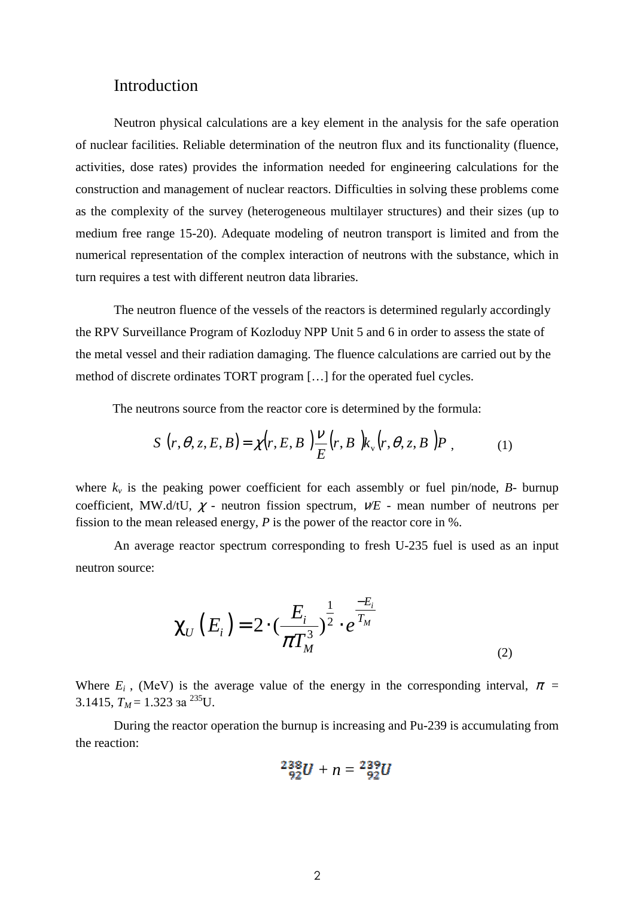## Introduction

Neutron physical calculations are a key element in the analysis for the safe operation of nuclear facilities. Reliable determination of the neutron flux and its functionality (fluence, activities, dose rates) provides the information needed for engineering calculations for the construction and management of nuclear reactors. Difficulties in solving these problems come as the complexity of the survey (heterogeneous multilayer structures) and their sizes (up to medium free range 15-20). Adequate modeling of neutron transport is limited and from the numerical representation of the complex interaction of neutrons with the substance, which in turn requires a test with different neutron data libraries.

The neutron fluence of the vessels of the reactors is determined regularly accordingly the RPV Surveillance Program of Kozloduy NPP Unit 5 and 6 in order to assess the state of the metal vessel and their radiation damaging. The fluence calculations are carried out by the method of discrete ordinates TORT program […] for the operated fuel cycles.

The neutrons source from the reactor core is determined by the formula:

$$S\left(r,\theta,z,E,B\right)=\chi\left(r,E,B\right)\frac{\nu}{E}\left(r,B\right)k_{v}\left(r,\theta,z,B\right)P \qquad (1)$$

where $k_v$ is the peaking power coefficient for each assembly or fuel pin/node, $B$- burnup coefficient, MW.d/tU, $\chi$ - neutron fission spectrum, $\nu/E$ - mean number of neutrons per fission to the mean released energy, $P$ is the power of the reactor core in %.

An average reactor spectrum corresponding to fresh U-235 fuel is used as an input neutron source:

$$\chi_U\left(E_i\right)=2\cdot\left(\frac{E_i}{\pi T_M^3}\right)^{\frac{1}{2}}\cdot e^{\frac{-E_i}{T_M}} \qquad (2)$$

Where $E_i$ , (MeV) is the average value of the energy in the corresponding interval, $\pi$ = 3.1415, $T_M$ = 1.323 за $^{235}U$.

During the reactor operation the burnup is increasing and Pu-239 is accumulating from the reaction:

$$^{238}_{92}U + n = {}^{239}_{92}U$$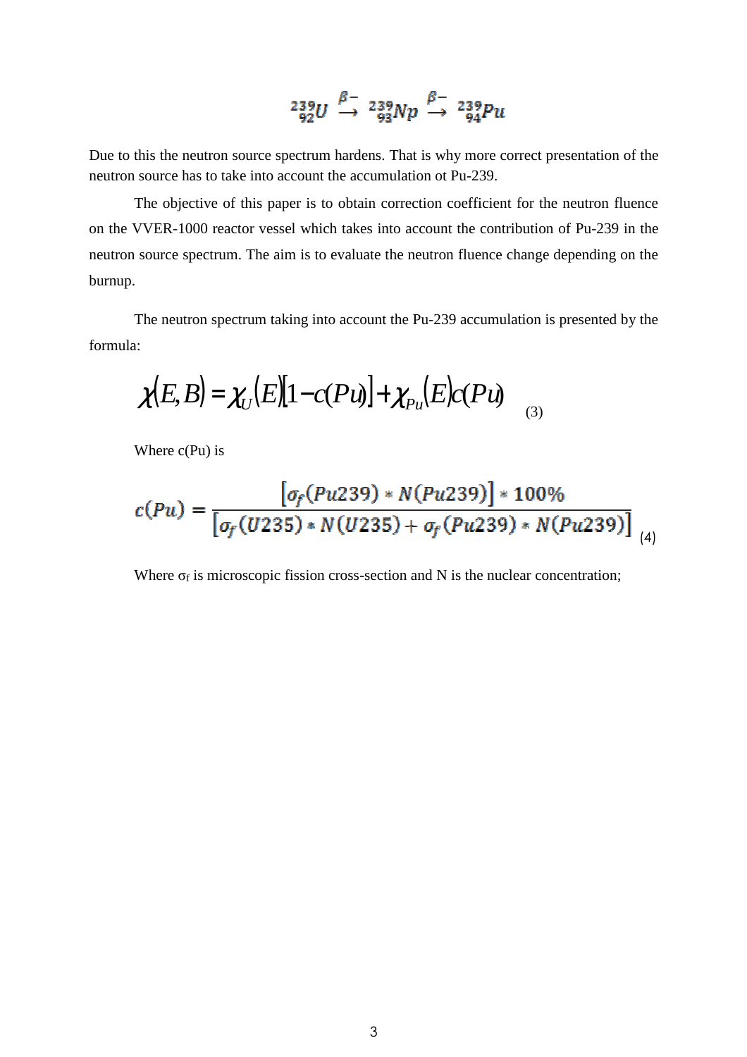$$ {}^{239}_{92}U \xrightarrow{\beta-} {}^{239}_{93}Np \xrightarrow{\beta-} {}^{239}_{94}Pu $$

Due to this the neutron source spectrum hardens. That is why more correct presentation of the neutron source has to take into account the accumulation ot Pu-239.

The objective of this paper is to obtain correction coefficient for the neutron fluence on the VVER-1000 reactor vessel which takes into account the contribution of Pu-239 in the neutron source spectrum. The aim is to evaluate the neutron fluence change depending on the burnup.

The neutron spectrum taking into account the Pu-239 accumulation is presented by the formula:

$$ \chi(E,B) = \chi_U(E)[1 - c(Pu)] + \chi_{Pu}(E)c(Pu) \quad (3) $$

Where c(Pu) is

$$ c(Pu) = \frac{[\sigma_f(Pu239) * N(Pu239)] * 100\%}{[\sigma_f(U235) * N(U235) + \sigma_f(Pu239) * N(Pu239)]} \quad (4) $$

Where $\sigma_f$ is microscopic fission cross-section and N is the nuclear concentration;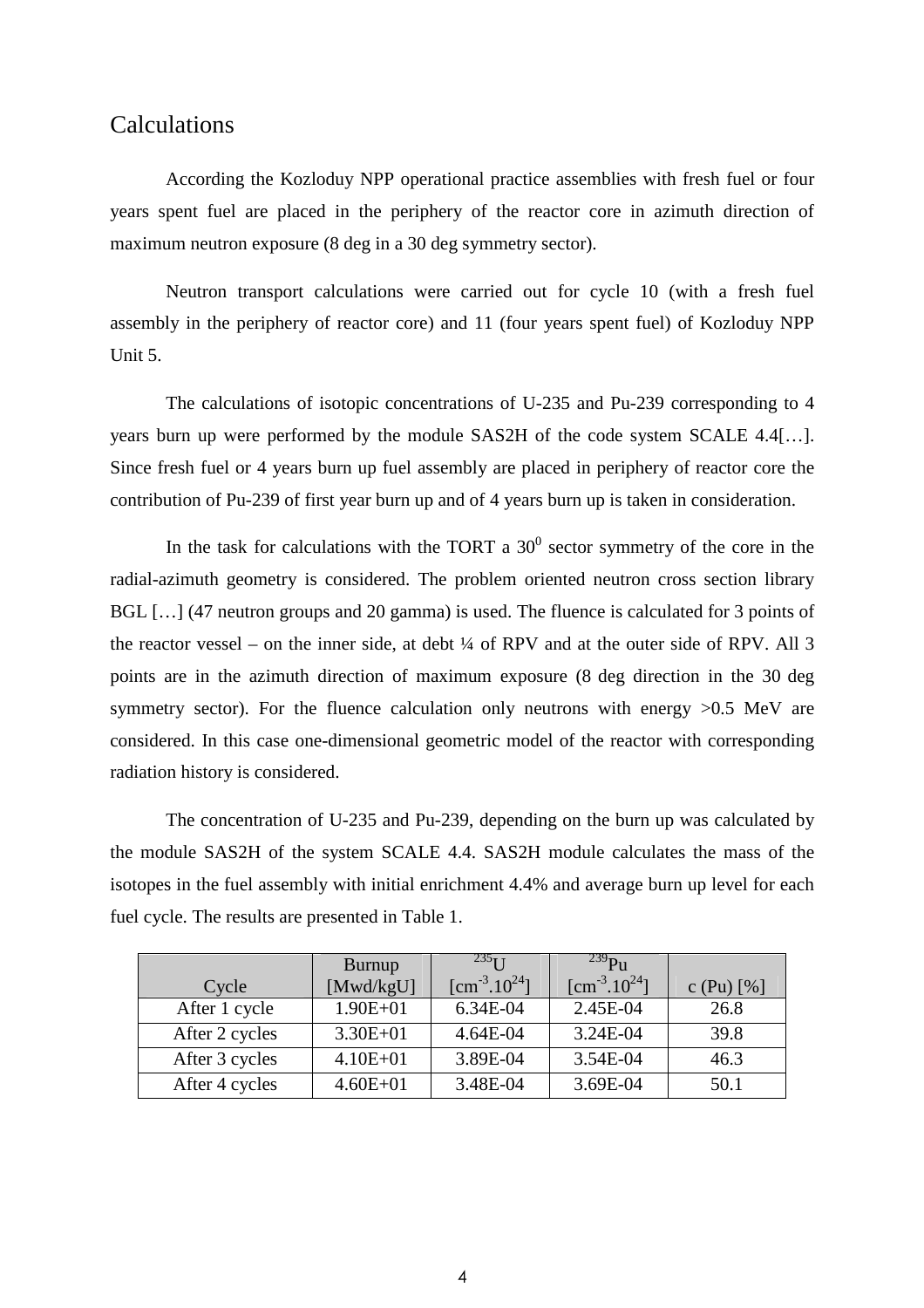## Calculations

According the Kozloduy NPP operational practice assemblies with fresh fuel or four years spent fuel are placed in the periphery of the reactor core in azimuth direction of maximum neutron exposure (8 deg in a 30 deg symmetry sector).

Neutron transport calculations were carried out for cycle 10 (with a fresh fuel assembly in the periphery of reactor core) and 11 (four years spent fuel) of Kozloduy NPP Unit 5.

The calculations of isotopic concentrations of U-235 and Pu-239 corresponding to 4 years burn up were performed by the module SAS2H of the code system SCALE 4.4[…]. Since fresh fuel or 4 years burn up fuel assembly are placed in periphery of reactor core the contribution of Pu-239 of first year burn up and of 4 years burn up is taken in consideration.

In the task for calculations with the TORT a $30^0$ sector symmetry of the core in the radial-azimuth geometry is considered. The problem oriented neutron cross section library BGL […] (47 neutron groups and 20 gamma) is used. The fluence is calculated for 3 points of the reactor vessel – on the inner side, at debt ¼ of RPV and at the outer side of RPV. All 3 points are in the azimuth direction of maximum exposure (8 deg direction in the 30 deg symmetry sector). For the fluence calculation only neutrons with energy >0.5 MeV are considered. In this case one-dimensional geometric model of the reactor with corresponding radiation history is considered.

The concentration of U-235 and Pu-239, depending on the burn up was calculated by the module SAS2H of the system SCALE 4.4. SAS2H module calculates the mass of the isotopes in the fuel assembly with initial enrichment 4.4% and average burn up level for each fuel cycle. The results are presented in Table 1.

| Cycle | Burnup [Mwd/kgU] | $^{235}$U [$cm^{-3}.10^{24}$] | $^{239}$Pu [$cm^{-3}.10^{24}$] | c (Pu) [%] |
|---|---|---|---|---|
| After 1 cycle | 1.90E+01 | 6.34E-04 | 2.45E-04 | 26.8 |
| After 2 cycles | 3.30E+01 | 4.64E-04 | 3.24E-04 | 39.8 |
| After 3 cycles | 4.10E+01 | 3.89E-04 | 3.54E-04 | 46.3 |
| After 4 cycles | 4.60E+01 | 3.48E-04 | 3.69E-04 | 50.1 |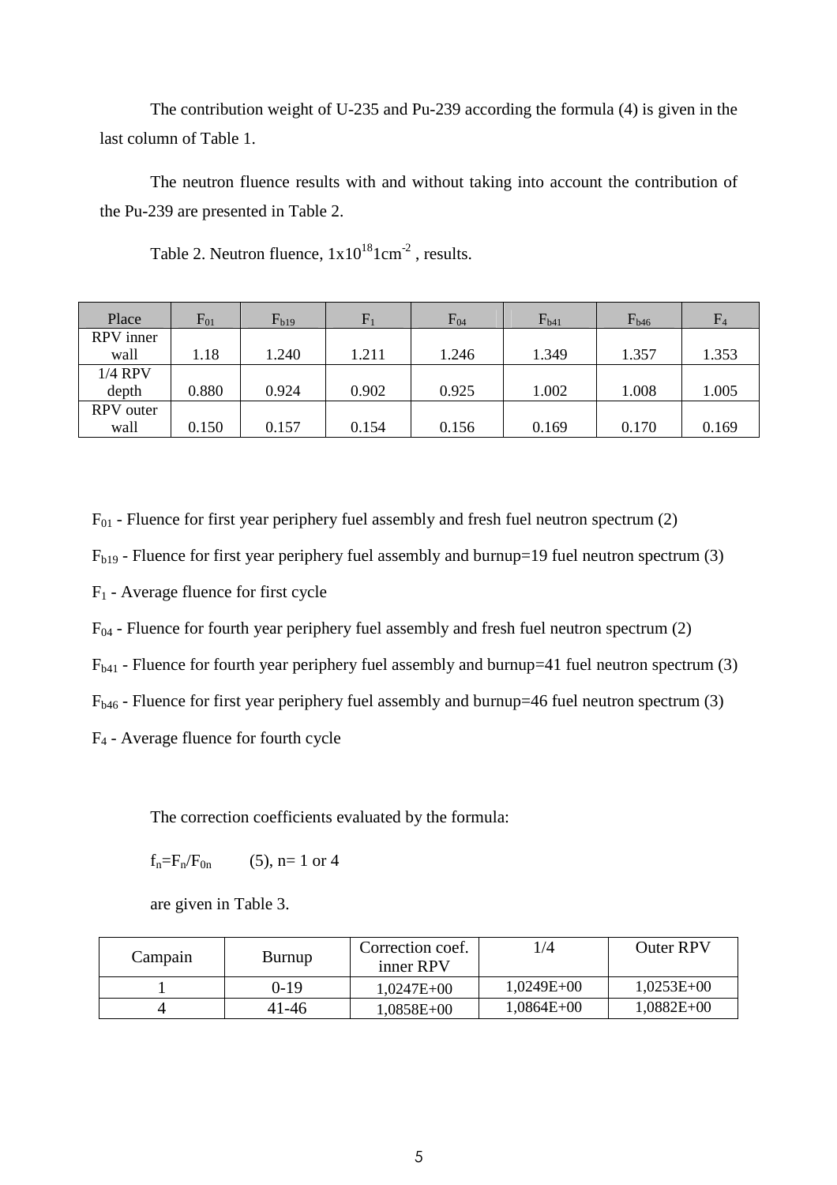The contribution weight of U-235 and Pu-239 according the formula (4) is given in the last column of Table 1.

The neutron fluence results with and without taking into account the contribution of the Pu-239 are presented in Table 2.

Table 2. Neutron fluence, $1x10^{18} 1cm^{-2}$ , results.

| Place | $F_{01}$ | $F_{b19}$ | $F_1$ | $F_{04}$ | $F_{b41}$ | $F_{b46}$ | $F_4$ |
|---|---|---|---|---|---|---|---|
| RPV inner wall | 1.18 | 1.240 | 1.211 | 1.246 | 1.349 | 1.357 | 1.353 |
| 1/4 RPV depth | 0.880 | 0.924 | 0.902 | 0.925 | 1.002 | 1.008 | 1.005 |
| RPV outer wall | 0.150 | 0.157 | 0.154 | 0.156 | 0.169 | 0.170 | 0.169 |

$F_{01}$ - Fluence for first year periphery fuel assembly and fresh fuel neutron spectrum (2)

$F_{b19}$ - Fluence for first year periphery fuel assembly and burnup=19 fuel neutron spectrum (3)

$F_1$ - Average fluence for first cycle

$F_{04}$ - Fluence for fourth year periphery fuel assembly and fresh fuel neutron spectrum (2)

$F_{b41}$ - Fluence for fourth year periphery fuel assembly and burnup=41 fuel neutron spectrum (3)

$F_{b46}$ - Fluence for first year periphery fuel assembly and burnup=46 fuel neutron spectrum (3)

$F_4$ - Average fluence for fourth cycle

The correction coefficients evaluated by the formula:

$f_n = F_n / F_{0n}$ (5), n= 1 or 4

are given in Table 3.

| Campain | Burnup | Correction coef. inner RPV | 1/4 | Outer RPV |
|---|---|---|---|---|
| 1 | 0-19 | 1,0247E+00 | 1,0249E+00 | 1,0253E+00 |
| 4 | 41-46 | 1,0858E+00 | 1,0864E+00 | 1,0882E+00 |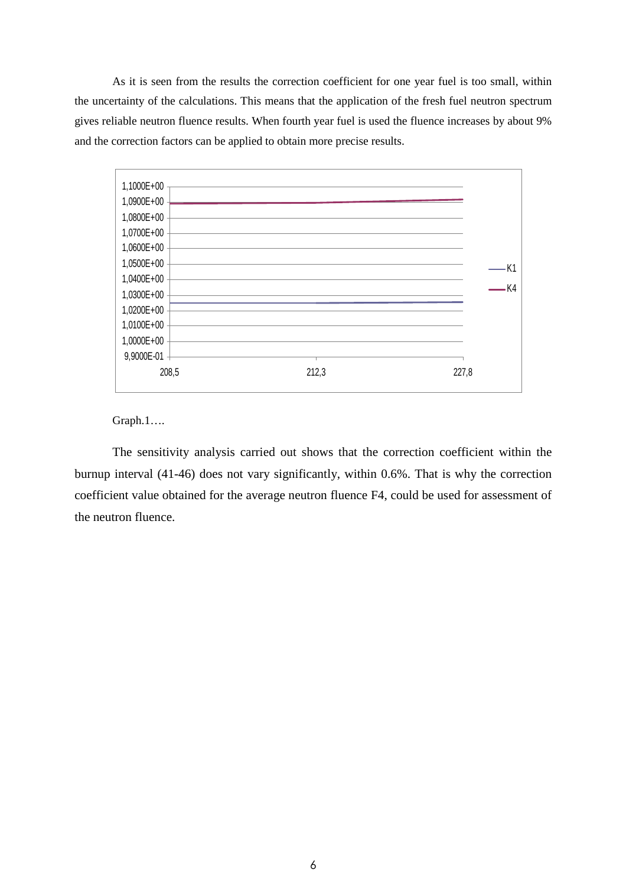As it is seen from the results the correction coefficient for one year fuel is too small, within the uncertainty of the calculations. This means that the application of the fresh fuel neutron spectrum gives reliable neutron fluence results. When fourth year fuel is used the fluence increases by about 9% and the correction factors can be applied to obtain more precise results.

Graph.1….

The sensitivity analysis carried out shows that the correction coefficient within the burnup interval (41-46) does not vary significantly, within 0.6%. That is why the correction coefficient value obtained for the average neutron fluence F4, could be used for assessment of the neutron fluence.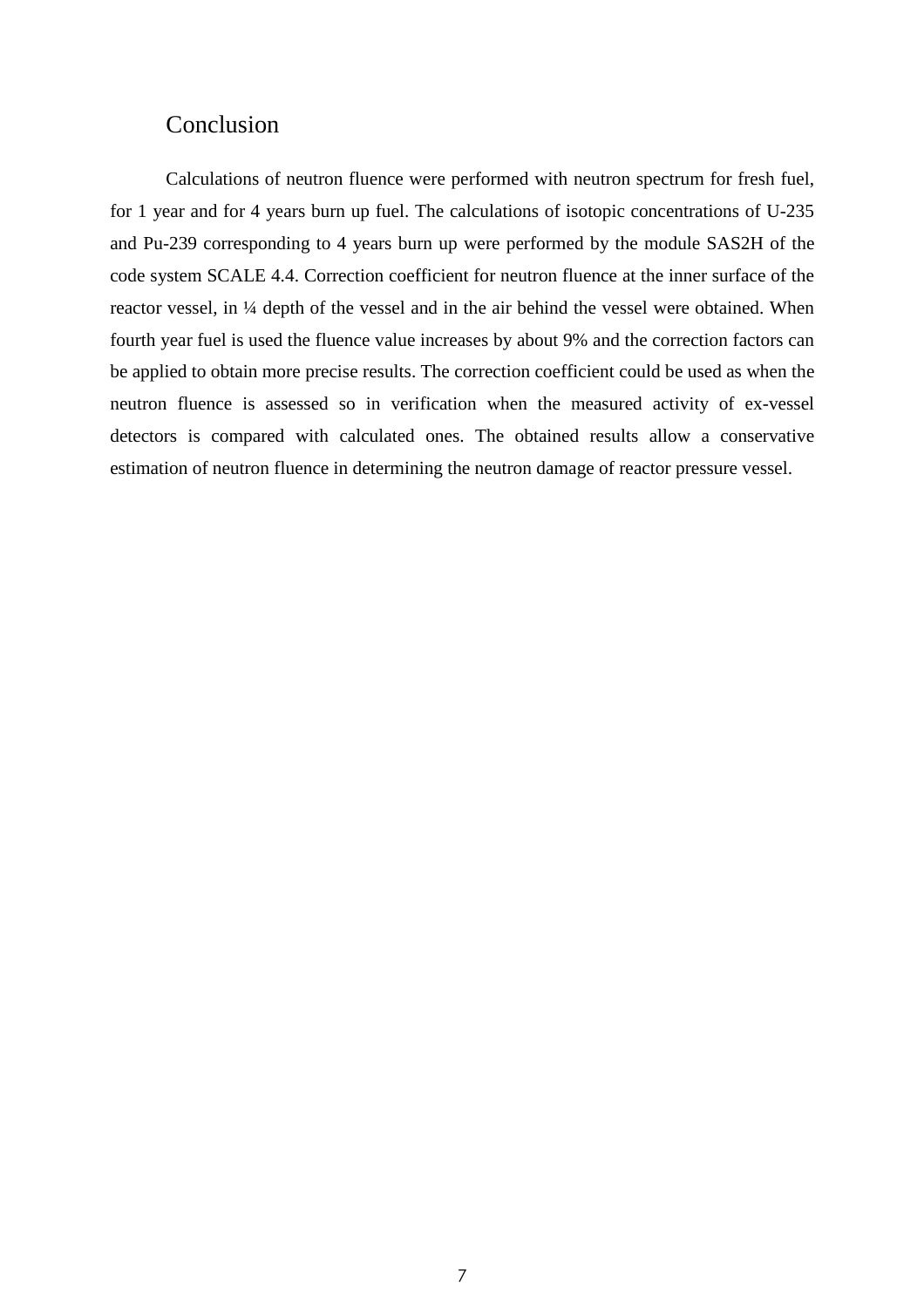# Conclusion

Calculations of neutron fluence were performed with neutron spectrum for fresh fuel, for 1 year and for 4 years burn up fuel. The calculations of isotopic concentrations of U-235 and Pu-239 corresponding to 4 years burn up were performed by the module SAS2H of the code system SCALE 4.4. Correction coefficient for neutron fluence at the inner surface of the reactor vessel, in ¼ depth of the vessel and in the air behind the vessel were obtained. When fourth year fuel is used the fluence value increases by about 9% and the correction factors can be applied to obtain more precise results. The correction coefficient could be used as when the neutron fluence is assessed so in verification when the measured activity of ex-vessel detectors is compared with calculated ones. The obtained results allow a conservative estimation of neutron fluence in determining the neutron damage of reactor pressure vessel.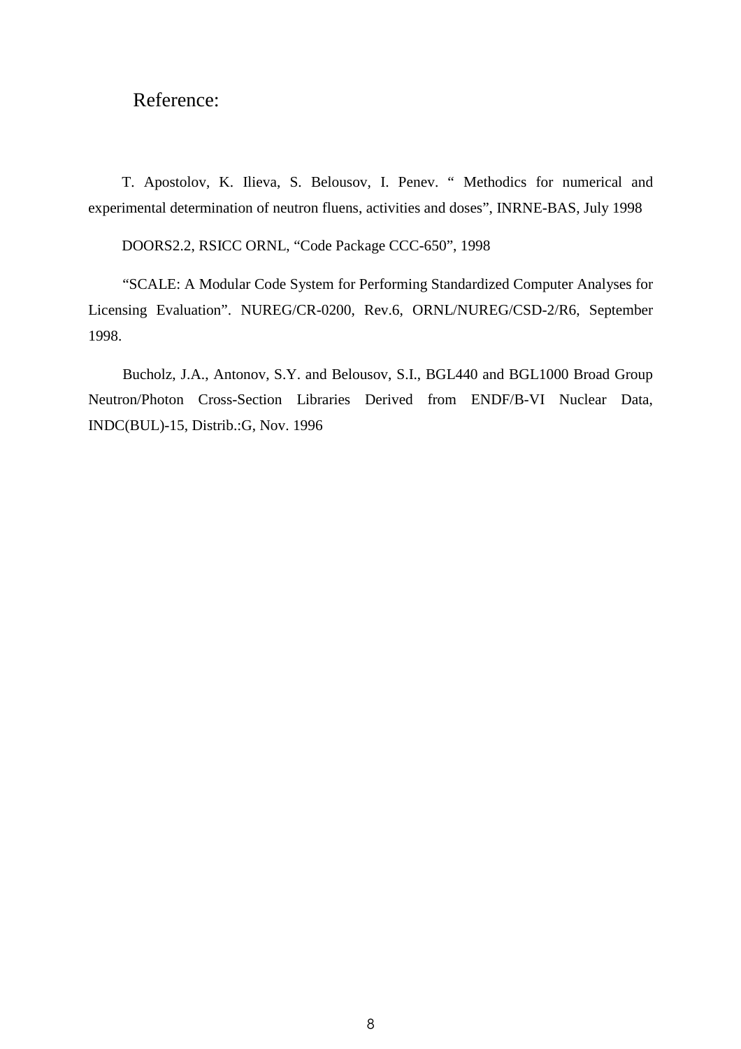# Reference:

T. Apostolov, K. Ilieva, S. Belousov, I. Penev. " Methodics for numerical and experimental determination of neutron fluens, activities and doses", INRNE-BAS, July 1998

DOORS2.2, RSICC ORNL, "Code Package CCC-650", 1998

"SCALE: A Modular Code System for Performing Standardized Computer Analyses for Licensing Evaluation". NUREG/CR-0200, Rev.6, ORNL/NUREG/CSD-2/R6, September 1998.

Bucholz, J.A., Antonov, S.Y. and Belousov, S.I., BGL440 and BGL1000 Broad Group Neutron/Photon Cross-Section Libraries Derived from ENDF/B-VI Nuclear Data, INDC(BUL)-15, Distrib.:G, Nov. 1996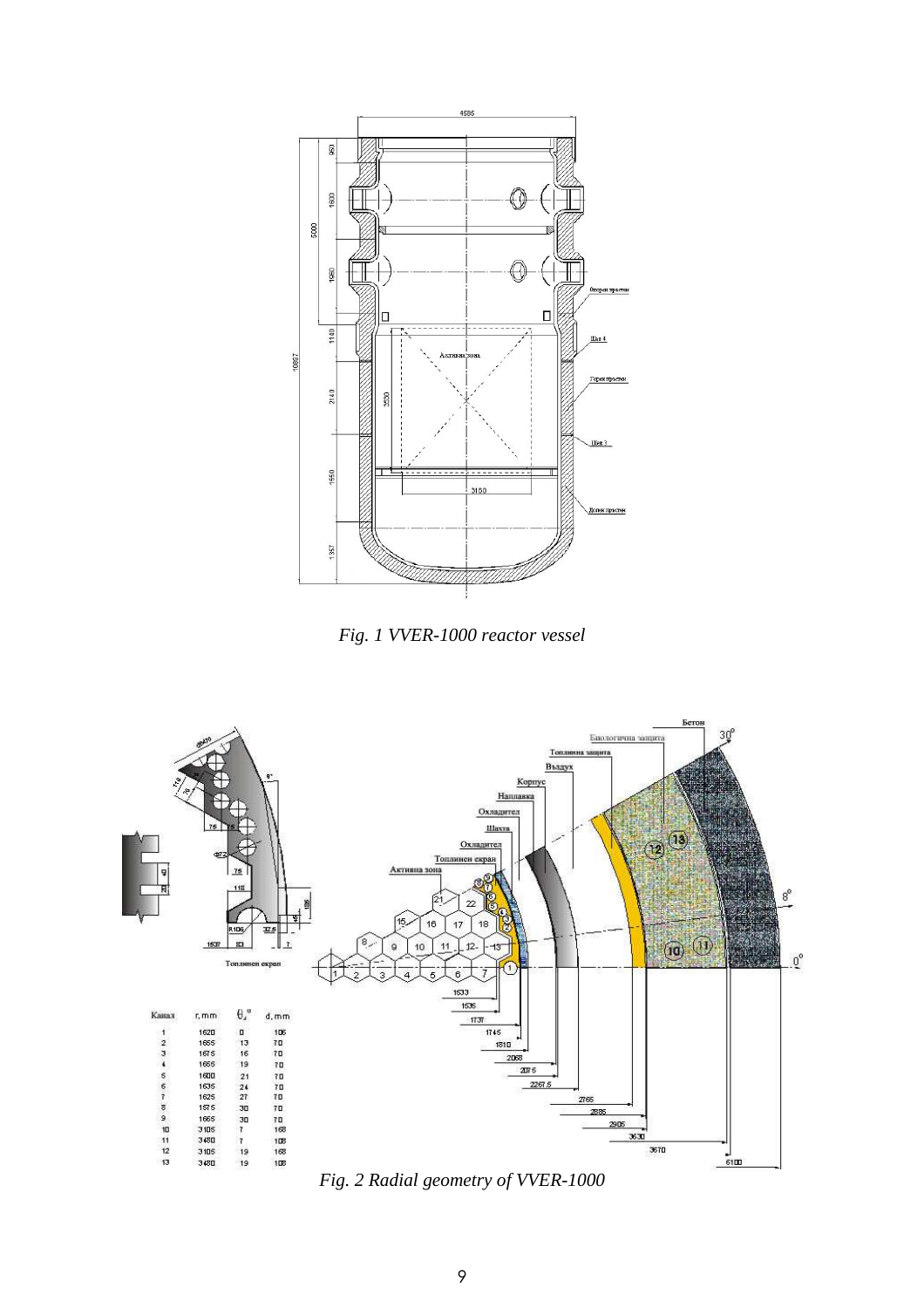*Fig. 1 VVER-1000 reactor vessel*

*Fig. 2 Radial geometry of VVER-1000*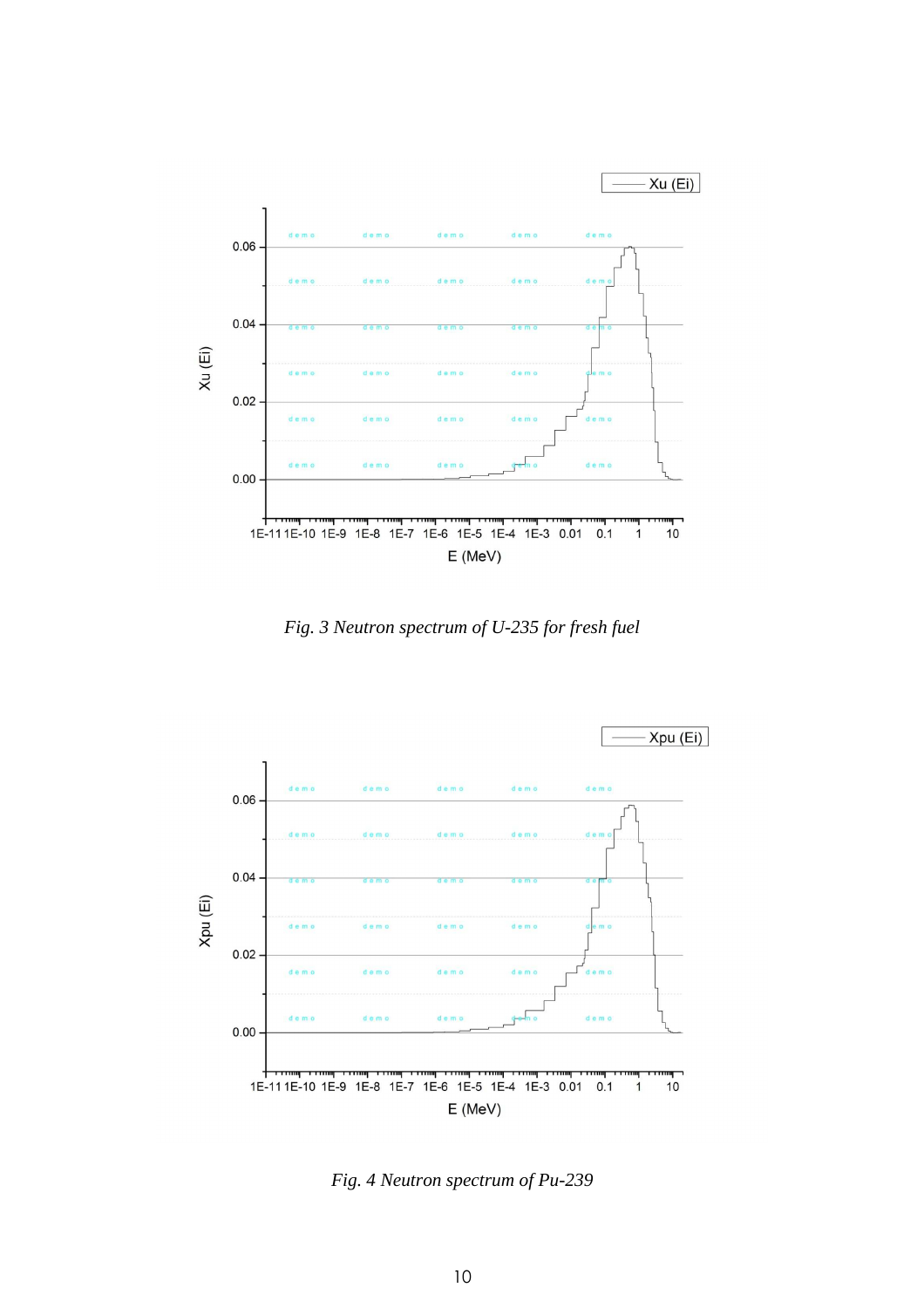Xu (Ei)

0.06
0.04
0.02
0.00

Xu (Ei)

1E-11 1E-10 1E-9 1E-8 1E-7 1E-6 1E-5 1E-4 1E-3 0.01 0.1 1 10

E (MeV)

*Fig. 3 Neutron spectrum of U-235 for fresh fuel*

Xpu (Ei)

0.06
0.04
0.02
0.00

Xpu (Ei)

1E-11 1E-10 1E-9 1E-8 1E-7 1E-6 1E-5 1E-4 1E-3 0.01 0.1 1 10

E (MeV)

*Fig. 4 Neutron spectrum of Pu-239*